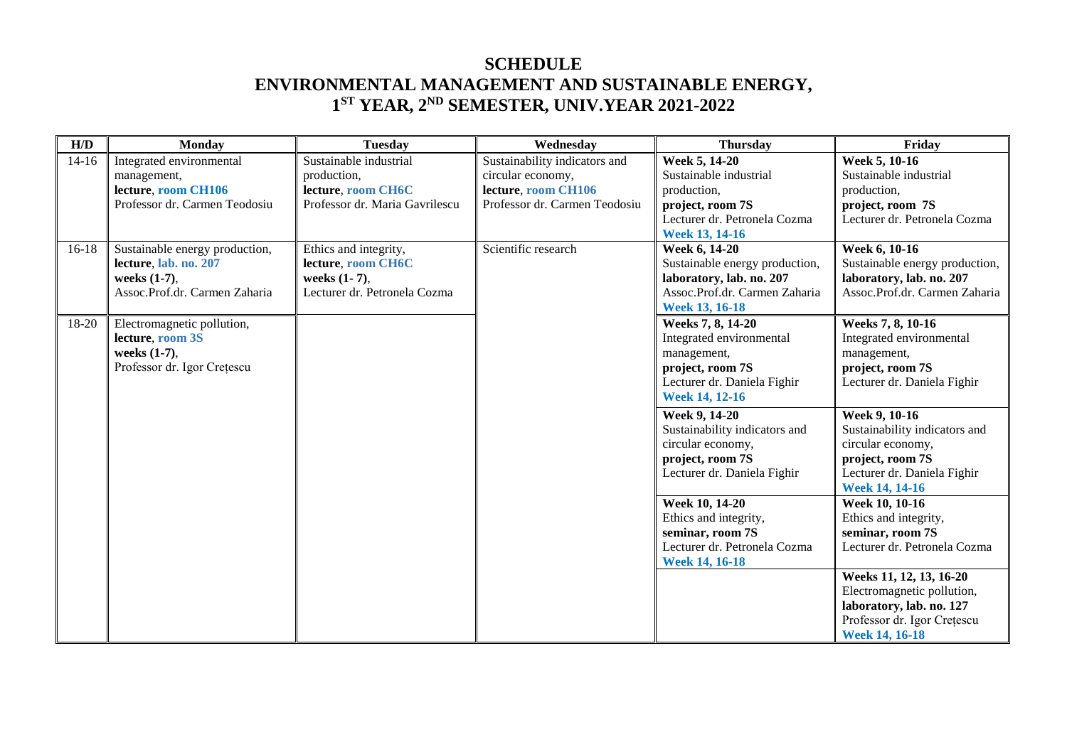# SCHEDULE
# ENVIRONMENTAL MANAGEMENT AND SUSTAINABLE ENERGY, 1ST YEAR, 2ND SEMESTER, UNIV.YEAR 2021-2022

| H/D | Monday | Tuesday | Wednesday | Thursday | Friday |
|---|---|---|---|---|---|
| 14-16 | Integrated environmental management, **lecture**, **room CH106** Professor dr. Carmen Teodosiu | Sustainable industrial production, **lecture**, **room CH6C** Professor dr. Maria Gavrilescu | Sustainability indicators and circular economy, **lecture**, **room CH106** Professor dr. Carmen Teodosiu | **Week 5, 14-20** Sustainable industrial production, **project, room 7S** Lecturer dr. Petronela Cozma **Week 13, 14-16** | **Week 5, 10-16** Sustainable industrial production, **project, room 7S** Lecturer dr. Petronela Cozma |
| 16-18 | Sustainable energy production, **lecture**, lab. no. 207 **weeks (1-7)**, Assoc.Prof.dr. Carmen Zaharia | Ethics and integrity, **lecture**, **room CH6C** **weeks (1- 7)**, Lecturer dr. Petronela Cozma | Scientific research | **Week 6, 14-20** Sustainable energy production, **laboratory, lab. no. 207** Assoc.Prof.dr. Carmen Zaharia **Week 13, 16-18** | **Week 6, 10-16** Sustainable energy production, **laboratory, lab. no. 207** Assoc.Prof.dr. Carmen Zaharia |
| 18-20 | Electromagnetic pollution, **lecture**, room 3S **weeks (1-7)**, Professor dr. Igor Crețescu | | | **Weeks 7, 8, 14-20** Integrated environmental management, **project, room 7S** Lecturer dr. Daniela Fighir **Week 14, 12-16** | **Weeks 7, 8, 10-16** Integrated environmental management, **project, room 7S** Lecturer dr. Daniela Fighir |
| | | | | **Week 9, 14-20** Sustainability indicators and circular economy, **project, room 7S** Lecturer dr. Daniela Fighir | **Week 9, 10-16** Sustainability indicators and circular economy, **project, room 7S** Lecturer dr. Daniela Fighir **Week 14, 14-16** |
| | | | | **Week 10, 14-20** Ethics and integrity, **seminar, room 7S** Lecturer dr. Petronela Cozma **Week 14, 16-18** | **Week 10, 10-16** Ethics and integrity, **seminar, room 7S** Lecturer dr. Petronela Cozma |
| | | | | | **Weeks 11, 12, 13, 16-20** Electromagnetic pollution, **laboratory, lab. no. 127** Professor dr. Igor Crețescu **Week 14, 16-18** |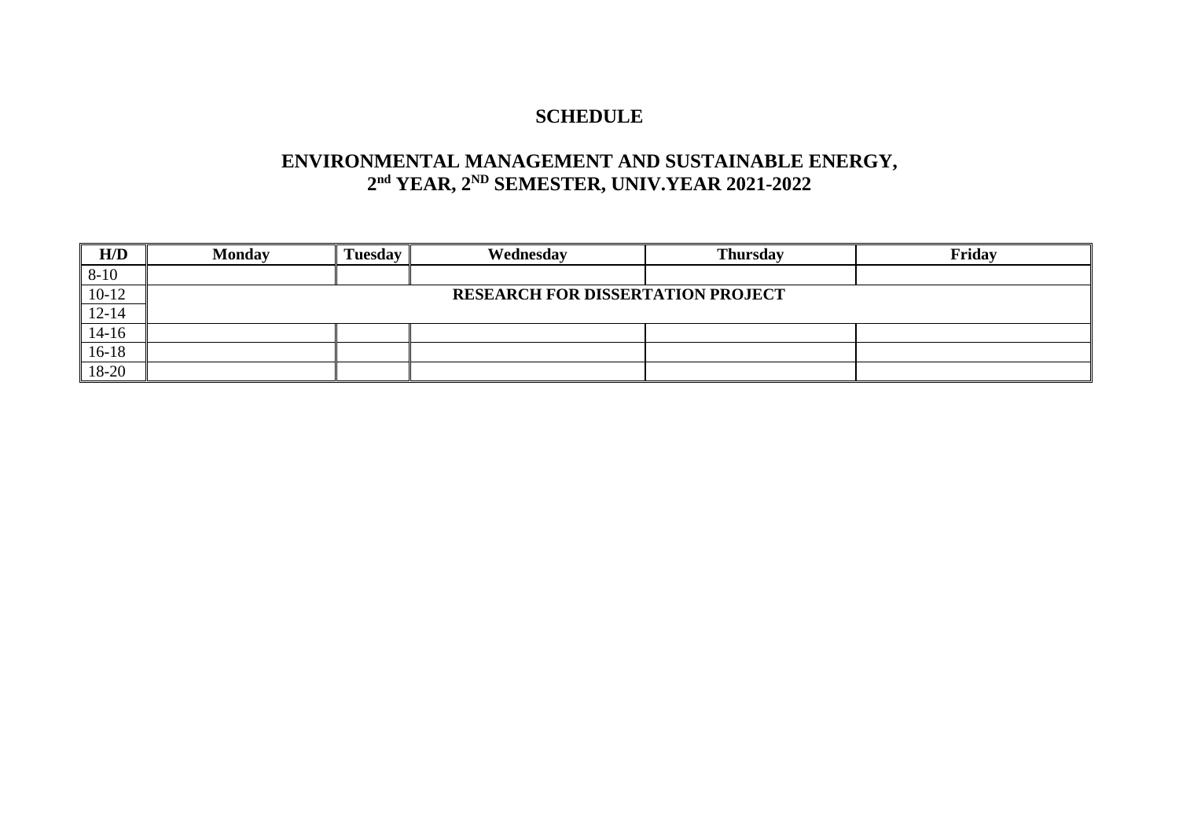# SCHEDULE

## ENVIRONMENTAL MANAGEMENT AND SUSTAINABLE ENERGY, 2nd YEAR, 2ND SEMESTER, UNIV.YEAR 2021-2022

| H/D | Monday | Tuesday | Wednesday | Thursday | Friday |
|---|---|---|---|---|---|
| 8-10 | | | | | |
| 10-12 | RESEARCH FOR DISSERTATION PROJECT | | | | |
| 12-14 | | | | | |
| 14-16 | | | | | |
| 16-18 | | | | | |
| 18-20 | | | | | |